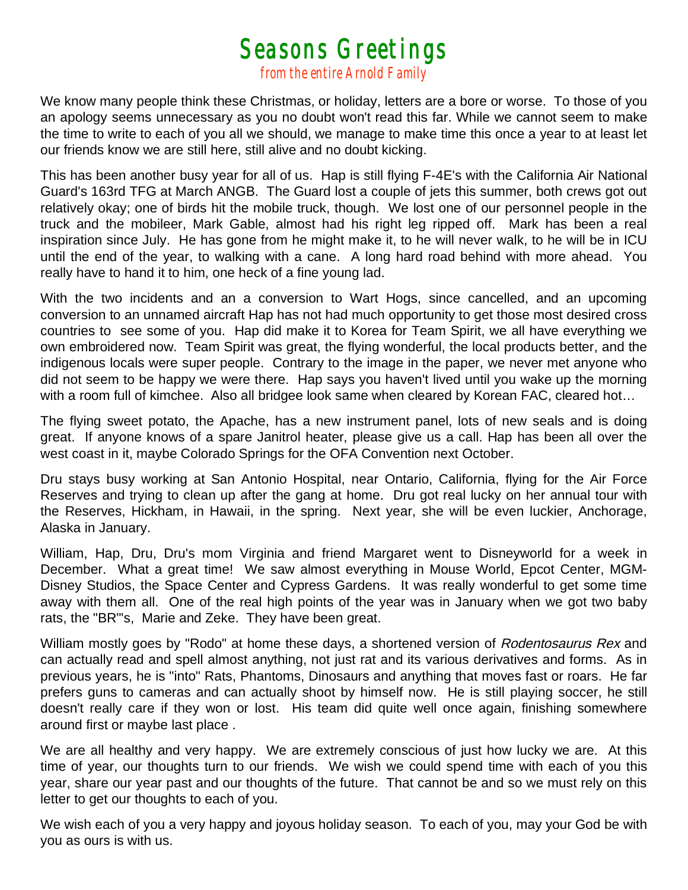# Seasons Greetings

## from the entire Arnold Family

We know many people think these Christmas, or holiday, letters are a bore or worse. To those of you an apology seems unnecessary as you no doubt won't read this far. While we cannot seem to make the time to write to each of you all we should, we manage to make time this once a year to at least let our friends know we are still here, still alive and no doubt kicking.

This has been another busy year for all of us. Hap is still flying F-4E's with the California Air National Guard's 163rd TFG at March ANGB. The Guard lost a couple of jets this summer, both crews got out relatively okay; one of birds hit the mobile truck, though. We lost one of our personnel people in the truck and the mobileer, Mark Gable, almost had his right leg ripped off. Mark has been a real inspiration since July. He has gone from he might make it, to he will never walk, to he will be in ICU until the end of the year, to walking with a cane. A long hard road behind with more ahead. You really have to hand it to him, one heck of a fine young lad.

With the two incidents and an a conversion to Wart Hogs, since cancelled, and an upcoming conversion to an unnamed aircraft Hap has not had much opportunity to get those most desired cross countries to see some of you. Hap did make it to Korea for Team Spirit, we all have everything we own embroidered now. Team Spirit was great, the flying wonderful, the local products better, and the indigenous locals were super people. Contrary to the image in the paper, we never met anyone who did not seem to be happy we were there. Hap says you haven't lived until you wake up the morning with a room full of kimchee. Also all bridgee look same when cleared by Korean FAC, cleared hot…

The flying sweet potato, the Apache, has a new instrument panel, lots of new seals and is doing great. If anyone knows of a spare Janitrol heater, please give us a call. Hap has been all over the west coast in it, maybe Colorado Springs for the OFA Convention next October.

Dru stays busy working at San Antonio Hospital, near Ontario, California, flying for the Air Force Reserves and trying to clean up after the gang at home. Dru got real lucky on her annual tour with the Reserves, Hickham, in Hawaii, in the spring. Next year, she will be even luckier, Anchorage, Alaska in January.

William, Hap, Dru, Dru's mom Virginia and friend Margaret went to Disneyworld for a week in December. What a great time! We saw almost everything in Mouse World, Epcot Center, MGM-Disney Studios, the Space Center and Cypress Gardens. It was really wonderful to get some time away with them all. One of the real high points of the year was in January when we got two baby rats, the "BR"'s, Marie and Zeke. They have been great.

William mostly goes by "Rodo" at home these days, a shortened version of *Rodentosaurus Rex* and can actually read and spell almost anything, not just rat and its various derivatives and forms. As in previous years, he is "into" Rats, Phantoms, Dinosaurs and anything that moves fast or roars. He far prefers guns to cameras and can actually shoot by himself now. He is still playing soccer, he still doesn't really care if they won or lost. His team did quite well once again, finishing somewhere around first or maybe last place .

We are all healthy and very happy. We are extremely conscious of just how lucky we are. At this time of year, our thoughts turn to our friends. We wish we could spend time with each of you this year, share our year past and our thoughts of the future. That cannot be and so we must rely on this letter to get our thoughts to each of you.

We wish each of you a very happy and joyous holiday season. To each of you, may your God be with you as ours is with us.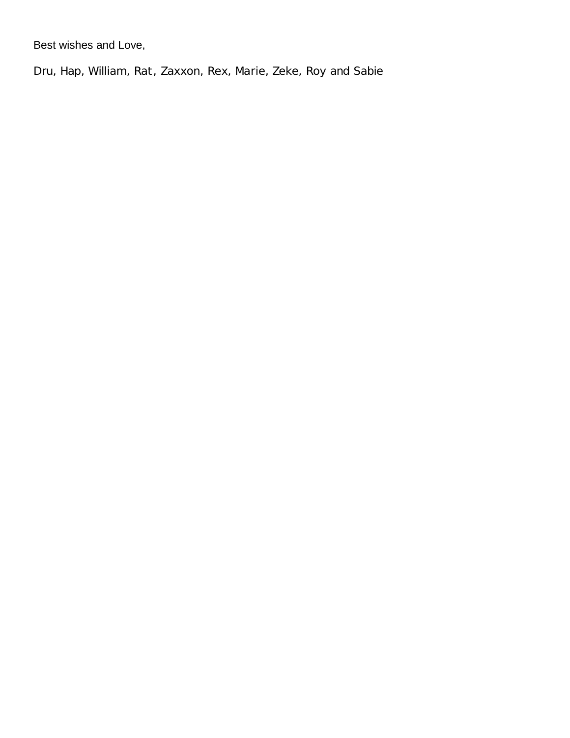Best wishes and Love,

Dru, Hap, William, Rat, Zaxxon, Rex, Marie, Zeke, Roy and Sabie